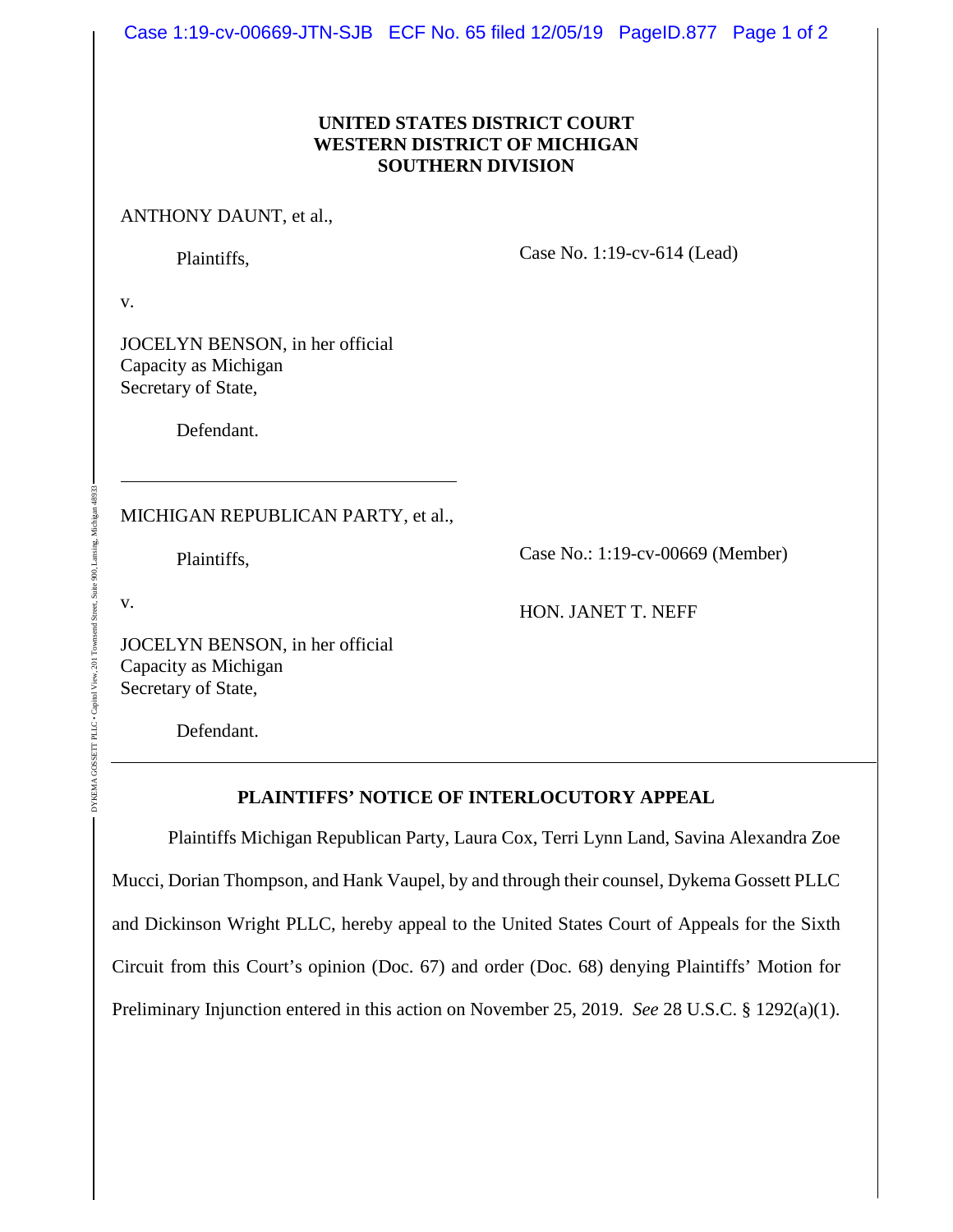**UNITED STATES DISTRICT COURT**
**WESTERN DISTRICT OF MICHIGAN**
**SOUTHERN DIVISION**

ANTHONY DAUNT, et al.,

Plaintiffs,

Case No. 1:19-cv-614 (Lead)

v.

JOCELYN BENSON, in her official Capacity as Michigan Secretary of State,

Defendant.

---

MICHIGAN REPUBLICAN PARTY, et al.,

Plaintiffs,

Case No.: 1:19-cv-00669 (Member)

v.

HON. JANET T. NEFF

JOCELYN BENSON, in her official Capacity as Michigan Secretary of State,

Defendant.

---

**PLAINTIFFS' NOTICE OF INTERLOCUTORY APPEAL**

Plaintiffs Michigan Republican Party, Laura Cox, Terri Lynn Land, Savina Alexandra Zoe Mucci, Dorian Thompson, and Hank Vaupel, by and through their counsel, Dykema Gossett PLLC and Dickinson Wright PLLC, hereby appeal to the United States Court of Appeals for the Sixth Circuit from this Court's opinion (Doc. 67) and order (Doc. 68) denying Plaintiffs' Motion for Preliminary Injunction entered in this action on November 25, 2019. *See* 28 U.S.C. § 1292(a)(1).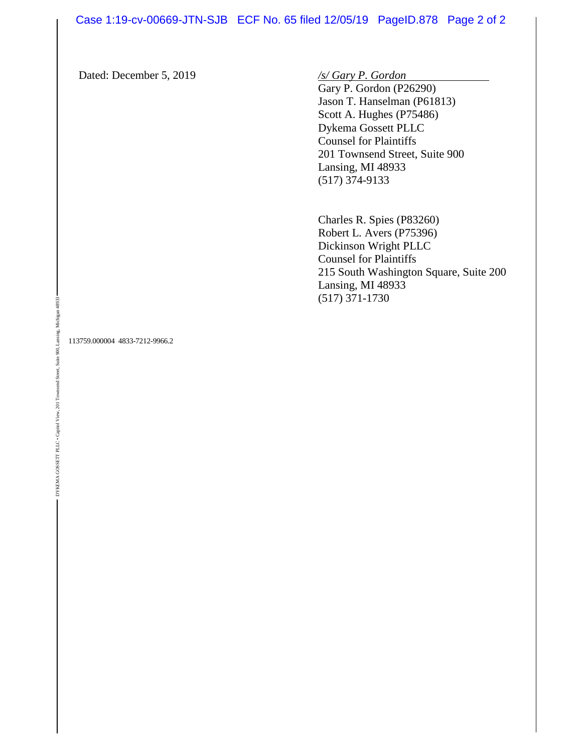Dated: December 5, 2019

*/s/ Gary P. Gordon*
Gary P. Gordon (P26290)
Jason T. Hanselman (P61813)
Scott A. Hughes (P75486)
Dykema Gossett PLLC
Counsel for Plaintiffs
201 Townsend Street, Suite 900
Lansing, MI 48933
(517) 374-9133

Charles R. Spies (P83260)
Robert L. Avers (P75396)
Dickinson Wright PLLC
Counsel for Plaintiffs
215 South Washington Square, Suite 200
Lansing, MI 48933
(517) 371-1730

113759.000004 4833-7212-9966.2